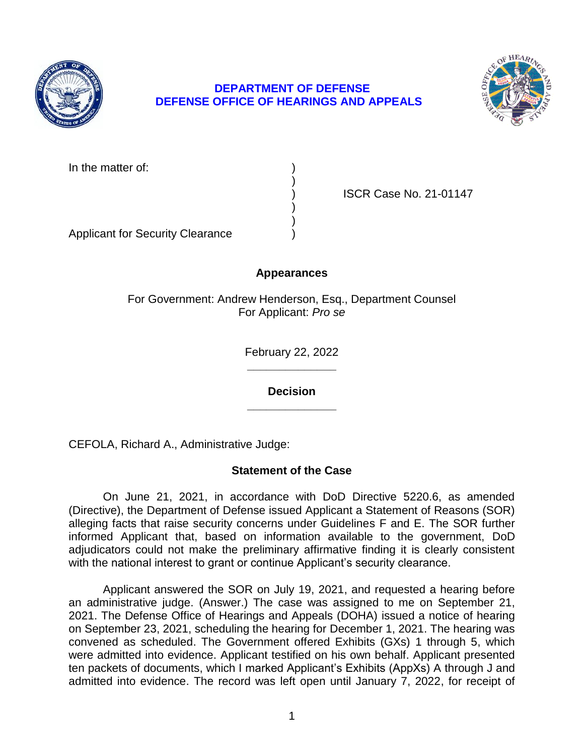**DEPARTMENT OF DEFENSE**
**DEFENSE OFFICE OF HEARINGS AND APPEALS**

In the matter of: )
)
) ISCR Case No. 21-01147
)
)
Applicant for Security Clearance )

**Appearances**

For Government: Andrew Henderson, Esq., Department Counsel
For Applicant: *Pro se*

February 22, 2022

______________

**Decision**

______________

CEFOLA, Richard A., Administrative Judge:

**Statement of the Case**

On June 21, 2021, in accordance with DoD Directive 5220.6, as amended (Directive), the Department of Defense issued Applicant a Statement of Reasons (SOR) alleging facts that raise security concerns under Guidelines F and E. The SOR further informed Applicant that, based on information available to the government, DoD adjudicators could not make the preliminary affirmative finding it is clearly consistent with the national interest to grant or continue Applicant's security clearance.

Applicant answered the SOR on July 19, 2021, and requested a hearing before an administrative judge. (Answer.) The case was assigned to me on September 21, 2021. The Defense Office of Hearings and Appeals (DOHA) issued a notice of hearing on September 23, 2021, scheduling the hearing for December 1, 2021. The hearing was convened as scheduled. The Government offered Exhibits (GXs) 1 through 5, which were admitted into evidence. Applicant testified on his own behalf. Applicant presented ten packets of documents, which I marked Applicant's Exhibits (AppXs) A through J and admitted into evidence. The record was left open until January 7, 2022, for receipt of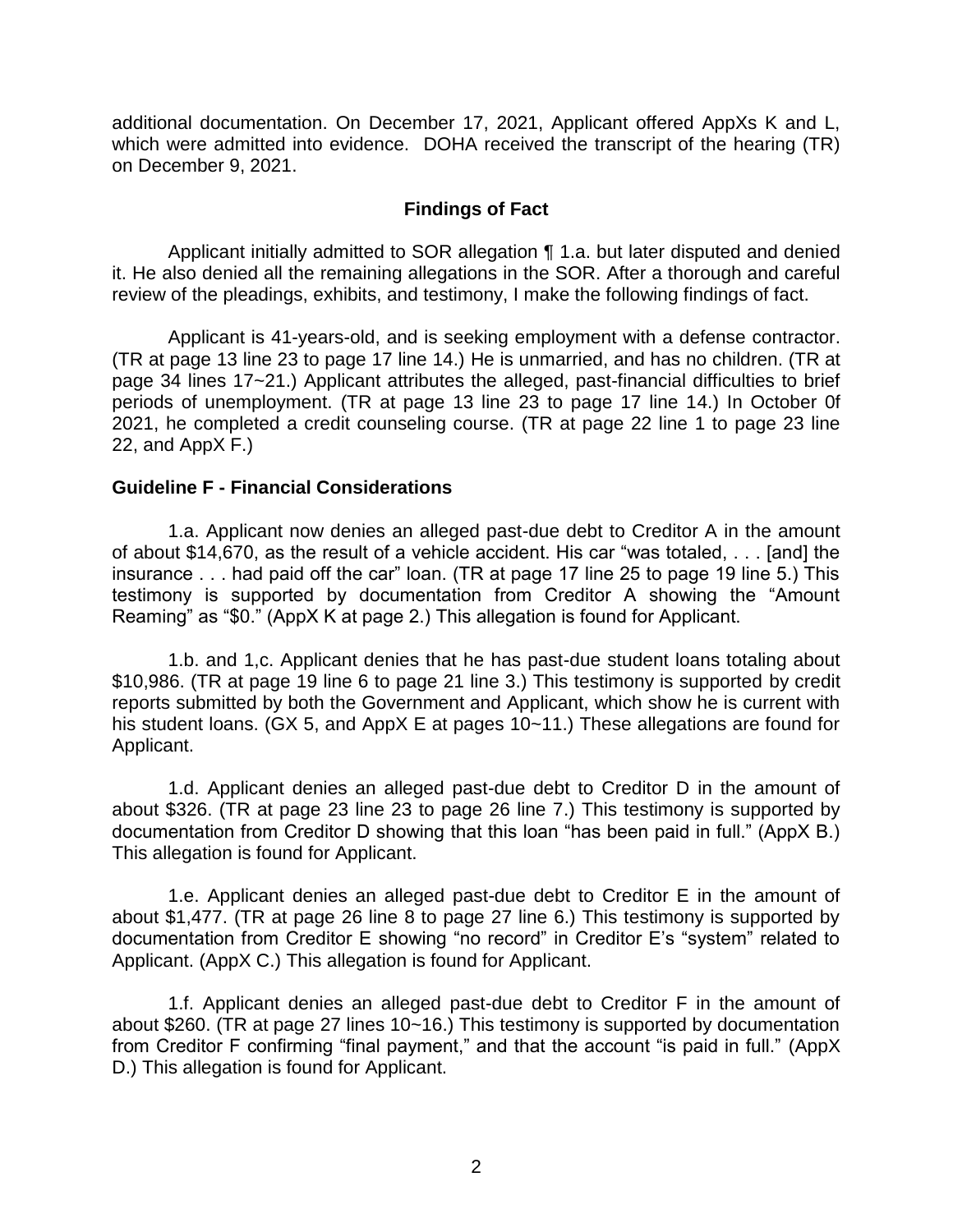additional documentation. On December 17, 2021, Applicant offered AppXs K and L, which were admitted into evidence. DOHA received the transcript of the hearing (TR) on December 9, 2021.

## Findings of Fact

Applicant initially admitted to SOR allegation ¶ 1.a. but later disputed and denied it. He also denied all the remaining allegations in the SOR. After a thorough and careful review of the pleadings, exhibits, and testimony, I make the following findings of fact.

Applicant is 41-years-old, and is seeking employment with a defense contractor. (TR at page 13 line 23 to page 17 line 14.) He is unmarried, and has no children. (TR at page 34 lines 17~21.) Applicant attributes the alleged, past-financial difficulties to brief periods of unemployment. (TR at page 13 line 23 to page 17 line 14.) In October 0f 2021, he completed a credit counseling course. (TR at page 22 line 1 to page 23 line 22, and AppX F.)

### Guideline F - Financial Considerations

1.a. Applicant now denies an alleged past-due debt to Creditor A in the amount of about $14,670, as the result of a vehicle accident. His car "was totaled, . . . [and] the insurance . . . had paid off the car" loan. (TR at page 17 line 25 to page 19 line 5.) This testimony is supported by documentation from Creditor A showing the "Amount Reaming" as "$0." (AppX K at page 2.) This allegation is found for Applicant.

1.b. and 1,c. Applicant denies that he has past-due student loans totaling about $10,986. (TR at page 19 line 6 to page 21 line 3.) This testimony is supported by credit reports submitted by both the Government and Applicant, which show he is current with his student loans. (GX 5, and AppX E at pages 10~11.) These allegations are found for Applicant.

1.d. Applicant denies an alleged past-due debt to Creditor D in the amount of about $326. (TR at page 23 line 23 to page 26 line 7.) This testimony is supported by documentation from Creditor D showing that this loan "has been paid in full." (AppX B.) This allegation is found for Applicant.

1.e. Applicant denies an alleged past-due debt to Creditor E in the amount of about $1,477. (TR at page 26 line 8 to page 27 line 6.) This testimony is supported by documentation from Creditor E showing "no record" in Creditor E's "system" related to Applicant. (AppX C.) This allegation is found for Applicant.

1.f. Applicant denies an alleged past-due debt to Creditor F in the amount of about $260. (TR at page 27 lines 10~16.) This testimony is supported by documentation from Creditor F confirming "final payment," and that the account "is paid in full." (AppX D.) This allegation is found for Applicant.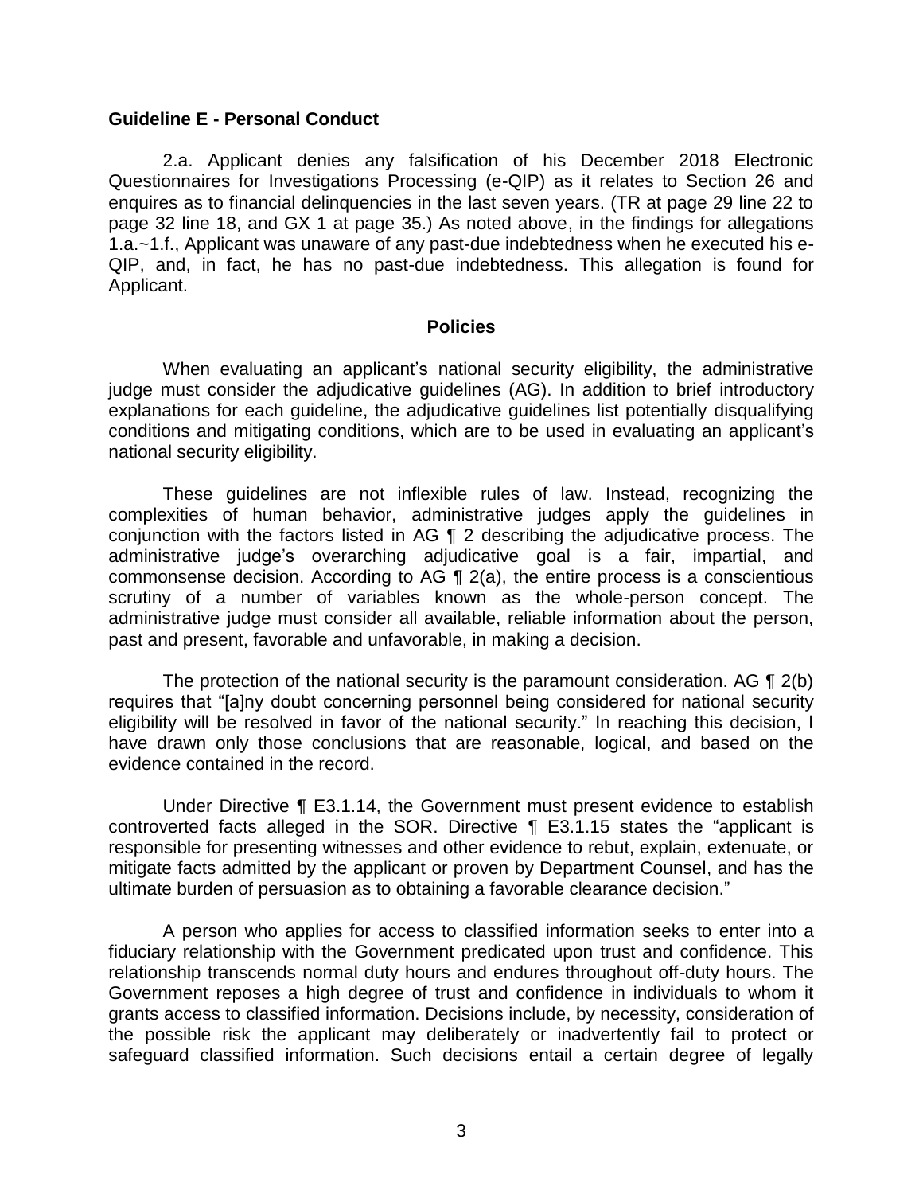**Guideline E - Personal Conduct**

2.a. Applicant denies any falsification of his December 2018 Electronic Questionnaires for Investigations Processing (e-QIP) as it relates to Section 26 and enquires as to financial delinquencies in the last seven years. (TR at page 29 line 22 to page 32 line 18, and GX 1 at page 35.) As noted above, in the findings for allegations 1.a.~1.f., Applicant was unaware of any past-due indebtedness when he executed his e-QIP, and, in fact, he has no past-due indebtedness. This allegation is found for Applicant.

## Policies

When evaluating an applicant's national security eligibility, the administrative judge must consider the adjudicative guidelines (AG). In addition to brief introductory explanations for each guideline, the adjudicative guidelines list potentially disqualifying conditions and mitigating conditions, which are to be used in evaluating an applicant's national security eligibility.

These guidelines are not inflexible rules of law. Instead, recognizing the complexities of human behavior, administrative judges apply the guidelines in conjunction with the factors listed in AG ¶ 2 describing the adjudicative process. The administrative judge's overarching adjudicative goal is a fair, impartial, and commonsense decision. According to AG ¶ 2(a), the entire process is a conscientious scrutiny of a number of variables known as the whole-person concept. The administrative judge must consider all available, reliable information about the person, past and present, favorable and unfavorable, in making a decision.

The protection of the national security is the paramount consideration. AG ¶ 2(b) requires that "[a]ny doubt concerning personnel being considered for national security eligibility will be resolved in favor of the national security." In reaching this decision, I have drawn only those conclusions that are reasonable, logical, and based on the evidence contained in the record.

Under Directive ¶ E3.1.14, the Government must present evidence to establish controverted facts alleged in the SOR. Directive ¶ E3.1.15 states the "applicant is responsible for presenting witnesses and other evidence to rebut, explain, extenuate, or mitigate facts admitted by the applicant or proven by Department Counsel, and has the ultimate burden of persuasion as to obtaining a favorable clearance decision."

A person who applies for access to classified information seeks to enter into a fiduciary relationship with the Government predicated upon trust and confidence. This relationship transcends normal duty hours and endures throughout off-duty hours. The Government reposes a high degree of trust and confidence in individuals to whom it grants access to classified information. Decisions include, by necessity, consideration of the possible risk the applicant may deliberately or inadvertently fail to protect or safeguard classified information. Such decisions entail a certain degree of legally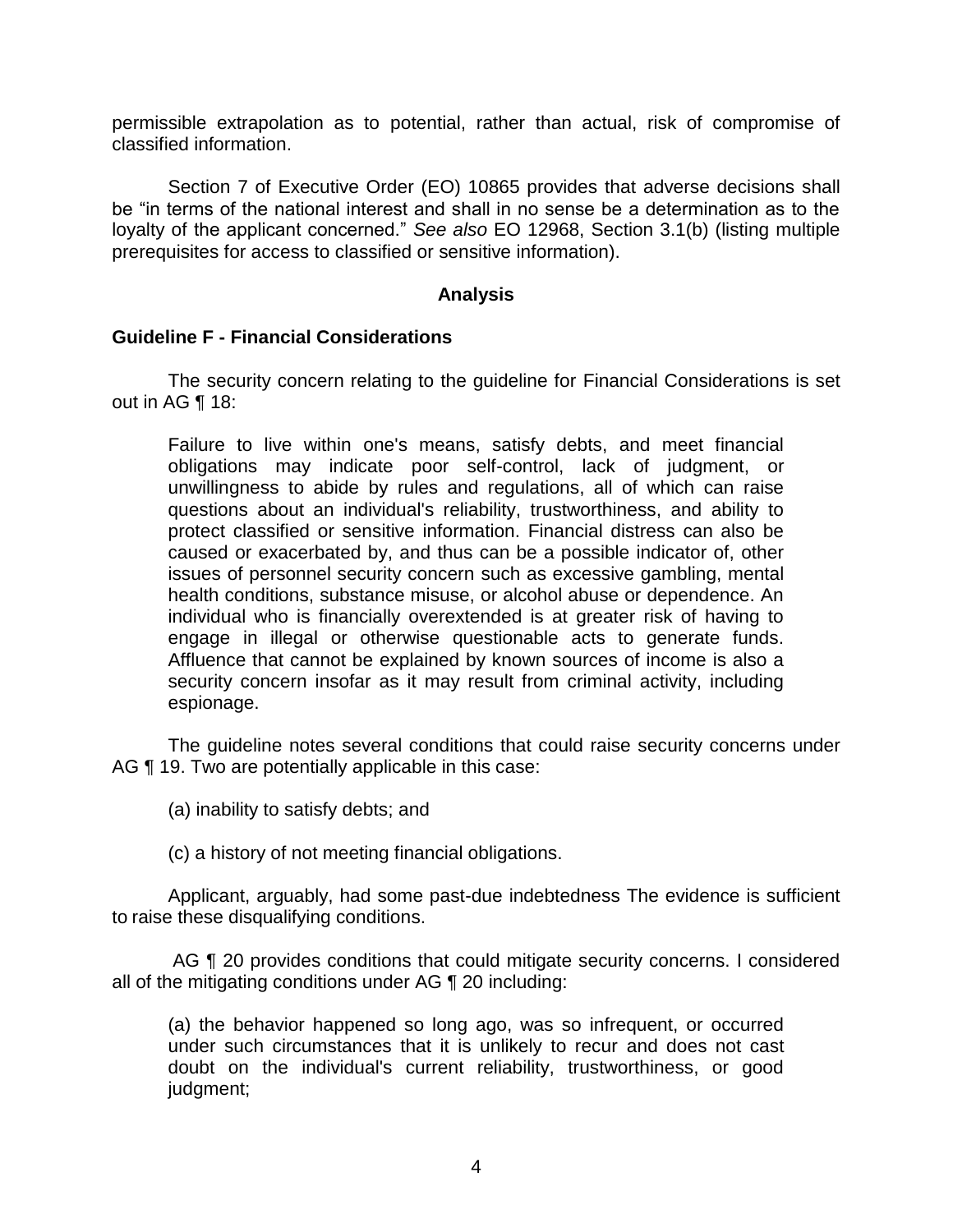permissible extrapolation as to potential, rather than actual, risk of compromise of classified information.

Section 7 of Executive Order (EO) 10865 provides that adverse decisions shall be "in terms of the national interest and shall in no sense be a determination as to the loyalty of the applicant concerned." *See also* EO 12968, Section 3.1(b) (listing multiple prerequisites for access to classified or sensitive information).

## Analysis

### Guideline F - Financial Considerations

The security concern relating to the guideline for Financial Considerations is set out in AG ¶ 18:

> Failure to live within one's means, satisfy debts, and meet financial obligations may indicate poor self-control, lack of judgment, or unwillingness to abide by rules and regulations, all of which can raise questions about an individual's reliability, trustworthiness, and ability to protect classified or sensitive information. Financial distress can also be caused or exacerbated by, and thus can be a possible indicator of, other issues of personnel security concern such as excessive gambling, mental health conditions, substance misuse, or alcohol abuse or dependence. An individual who is financially overextended is at greater risk of having to engage in illegal or otherwise questionable acts to generate funds. Affluence that cannot be explained by known sources of income is also a security concern insofar as it may result from criminal activity, including espionage.

The guideline notes several conditions that could raise security concerns under AG ¶ 19. Two are potentially applicable in this case:

(a) inability to satisfy debts; and

(c) a history of not meeting financial obligations.

Applicant, arguably, had some past-due indebtedness The evidence is sufficient to raise these disqualifying conditions.

AG ¶ 20 provides conditions that could mitigate security concerns. I considered all of the mitigating conditions under AG ¶ 20 including:

> (a) the behavior happened so long ago, was so infrequent, or occurred under such circumstances that it is unlikely to recur and does not cast doubt on the individual's current reliability, trustworthiness, or good judgment;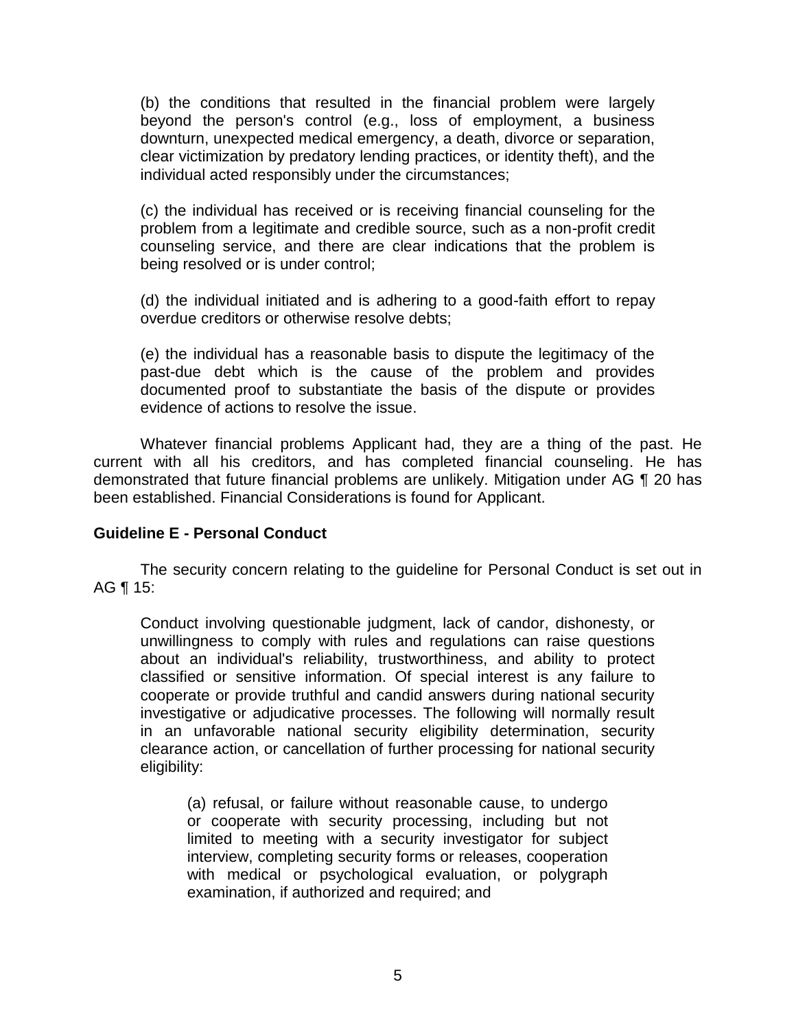(b) the conditions that resulted in the financial problem were largely beyond the person's control (e.g., loss of employment, a business downturn, unexpected medical emergency, a death, divorce or separation, clear victimization by predatory lending practices, or identity theft), and the individual acted responsibly under the circumstances;

(c) the individual has received or is receiving financial counseling for the problem from a legitimate and credible source, such as a non-profit credit counseling service, and there are clear indications that the problem is being resolved or is under control;

(d) the individual initiated and is adhering to a good-faith effort to repay overdue creditors or otherwise resolve debts;

(e) the individual has a reasonable basis to dispute the legitimacy of the past-due debt which is the cause of the problem and provides documented proof to substantiate the basis of the dispute or provides evidence of actions to resolve the issue.

Whatever financial problems Applicant had, they are a thing of the past. He current with all his creditors, and has completed financial counseling. He has demonstrated that future financial problems are unlikely. Mitigation under AG ¶ 20 has been established. Financial Considerations is found for Applicant.

**Guideline E - Personal Conduct**

The security concern relating to the guideline for Personal Conduct is set out in AG ¶ 15:

> Conduct involving questionable judgment, lack of candor, dishonesty, or unwillingness to comply with rules and regulations can raise questions about an individual's reliability, trustworthiness, and ability to protect classified or sensitive information. Of special interest is any failure to cooperate or provide truthful and candid answers during national security investigative or adjudicative processes. The following will normally result in an unfavorable national security eligibility determination, security clearance action, or cancellation of further processing for national security eligibility:
>
> > (a) refusal, or failure without reasonable cause, to undergo or cooperate with security processing, including but not limited to meeting with a security investigator for subject interview, completing security forms or releases, cooperation with medical or psychological evaluation, or polygraph examination, if authorized and required; and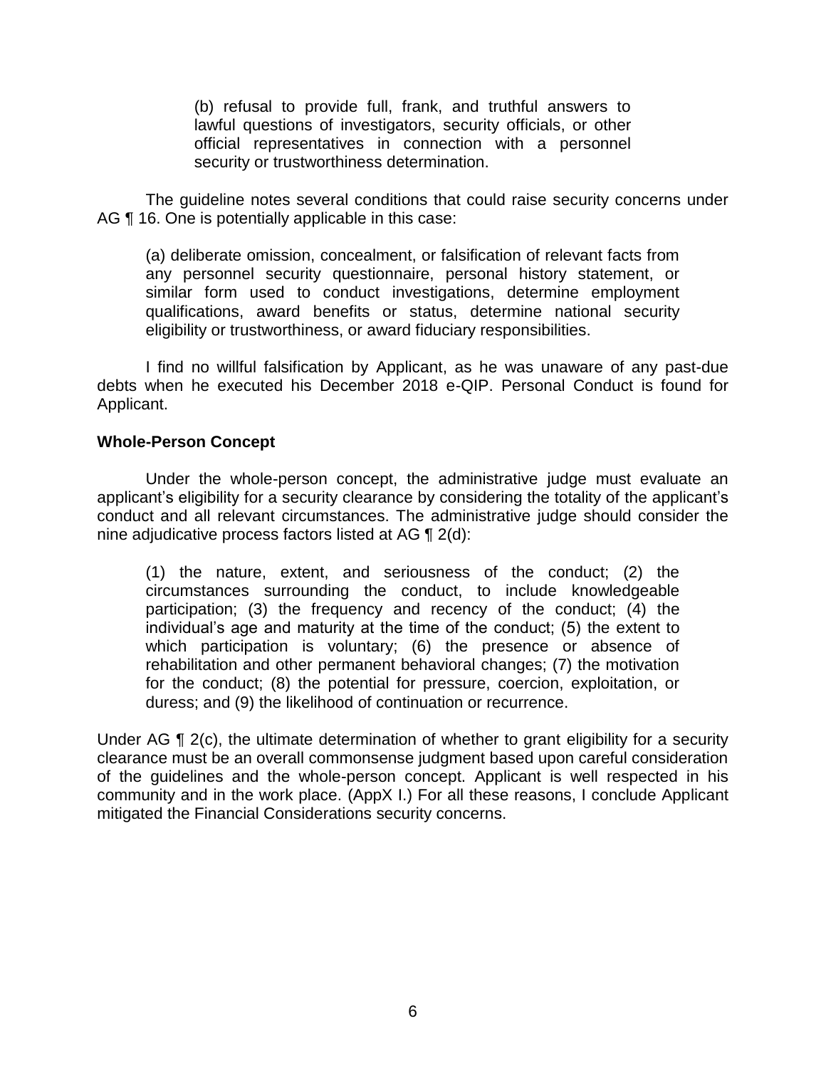> (b) refusal to provide full, frank, and truthful answers to lawful questions of investigators, security officials, or other official representatives in connection with a personnel security or trustworthiness determination.

The guideline notes several conditions that could raise security concerns under AG ¶ 16. One is potentially applicable in this case:

> (a) deliberate omission, concealment, or falsification of relevant facts from any personnel security questionnaire, personal history statement, or similar form used to conduct investigations, determine employment qualifications, award benefits or status, determine national security eligibility or trustworthiness, or award fiduciary responsibilities.

I find no willful falsification by Applicant, as he was unaware of any past-due debts when he executed his December 2018 e-QIP. Personal Conduct is found for Applicant.

**Whole-Person Concept**

Under the whole-person concept, the administrative judge must evaluate an applicant's eligibility for a security clearance by considering the totality of the applicant's conduct and all relevant circumstances. The administrative judge should consider the nine adjudicative process factors listed at AG ¶ 2(d):

> (1) the nature, extent, and seriousness of the conduct; (2) the circumstances surrounding the conduct, to include knowledgeable participation; (3) the frequency and recency of the conduct; (4) the individual's age and maturity at the time of the conduct; (5) the extent to which participation is voluntary; (6) the presence or absence of rehabilitation and other permanent behavioral changes; (7) the motivation for the conduct; (8) the potential for pressure, coercion, exploitation, or duress; and (9) the likelihood of continuation or recurrence.

Under AG ¶ 2(c), the ultimate determination of whether to grant eligibility for a security clearance must be an overall commonsense judgment based upon careful consideration of the guidelines and the whole-person concept. Applicant is well respected in his community and in the work place. (AppX I.) For all these reasons, I conclude Applicant mitigated the Financial Considerations security concerns.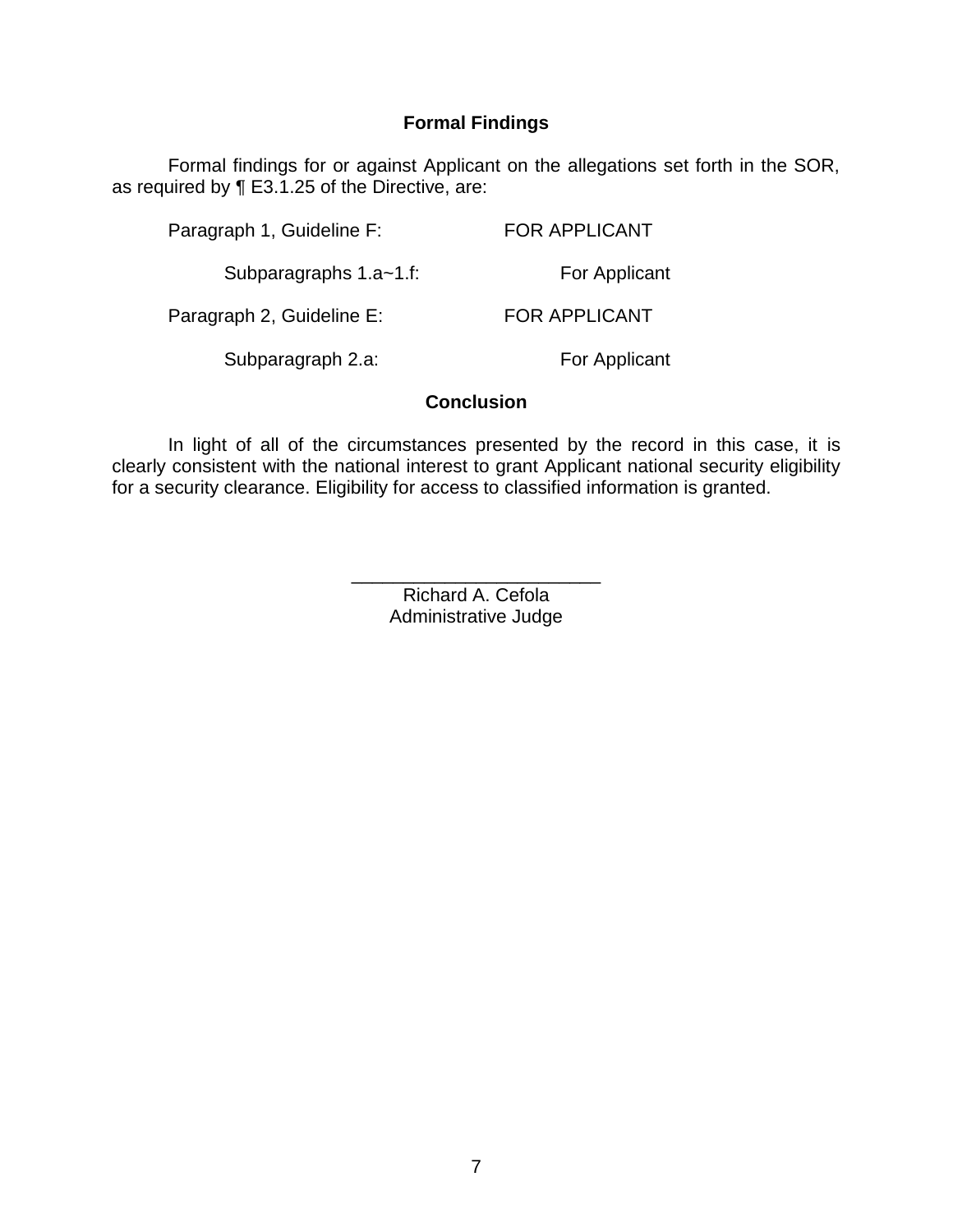## Formal Findings

Formal findings for or against Applicant on the allegations set forth in the SOR, as required by ¶ E3.1.25 of the Directive, are:

Paragraph 1, Guideline F: FOR APPLICANT

Subparagraphs 1.a~1.f: For Applicant

Paragraph 2, Guideline E: FOR APPLICANT

Subparagraph 2.a: For Applicant

## Conclusion

In light of all of the circumstances presented by the record in this case, it is clearly consistent with the national interest to grant Applicant national security eligibility for a security clearance. Eligibility for access to classified information is granted.

________________________
Richard A. Cefola
Administrative Judge